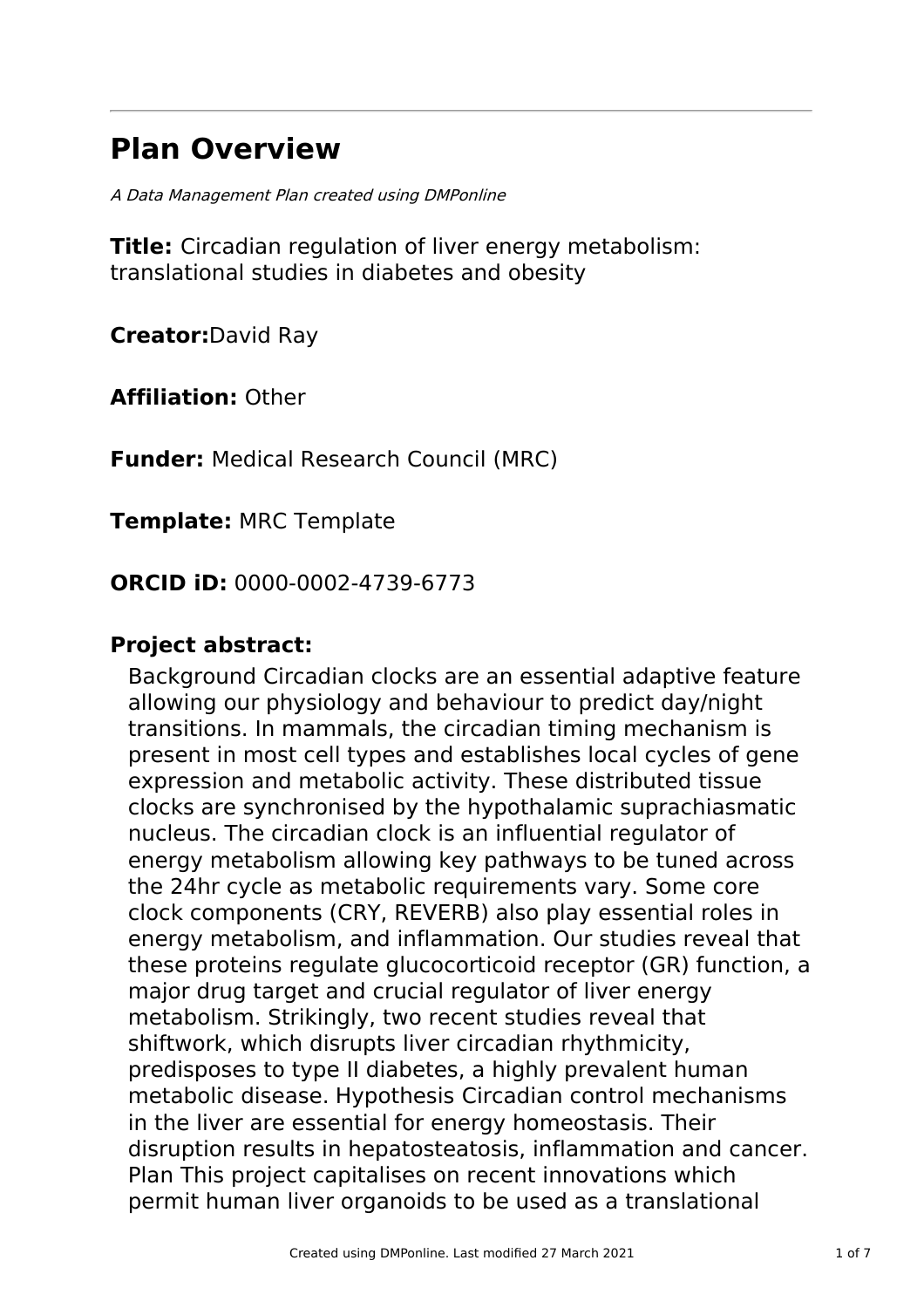# Plan Overview

*A Data Management Plan created using DMPonline*

**Title:** Circadian regulation of liver energy metabolism: translational studies in diabetes and obesity

**Creator:** David Ray

**Affiliation:** Other

**Funder:** Medical Research Council (MRC)

**Template:** MRC Template

**ORCID iD:** 0000-0002-4739-6773

## Project abstract:

Background Circadian clocks are an essential adaptive feature allowing our physiology and behaviour to predict day/night transitions. In mammals, the circadian timing mechanism is present in most cell types and establishes local cycles of gene expression and metabolic activity. These distributed tissue clocks are synchronised by the hypothalamic suprachiasmatic nucleus. The circadian clock is an influential regulator of energy metabolism allowing key pathways to be tuned across the 24hr cycle as metabolic requirements vary. Some core clock components (CRY, REVERB) also play essential roles in energy metabolism, and inflammation. Our studies reveal that these proteins regulate glucocorticoid receptor (GR) function, a major drug target and crucial regulator of liver energy metabolism. Strikingly, two recent studies reveal that shiftwork, which disrupts liver circadian rhythmicity, predisposes to type II diabetes, a highly prevalent human metabolic disease. Hypothesis Circadian control mechanisms in the liver are essential for energy homeostasis. Their disruption results in hepatosteatosis, inflammation and cancer. Plan This project capitalises on recent innovations which permit human liver organoids to be used as a translational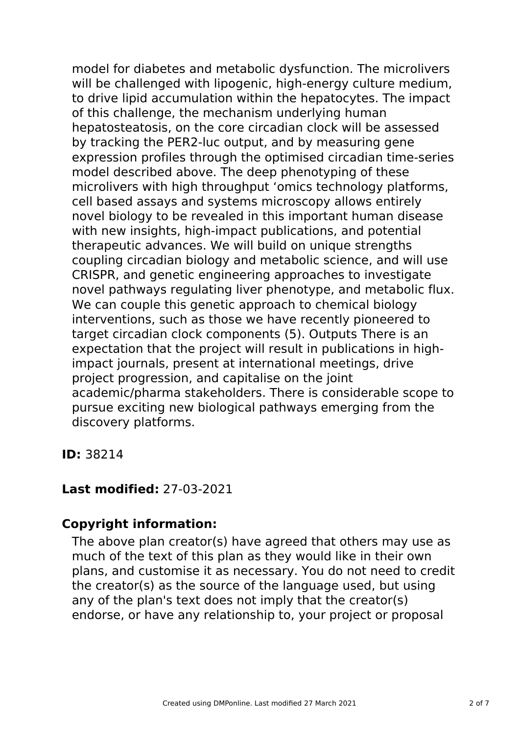model for diabetes and metabolic dysfunction. The microlivers will be challenged with lipogenic, high-energy culture medium, to drive lipid accumulation within the hepatocytes. The impact of this challenge, the mechanism underlying human hepatosteatosis, on the core circadian clock will be assessed by tracking the PER2-luc output, and by measuring gene expression profiles through the optimised circadian time-series model described above. The deep phenotyping of these microlivers with high throughput 'omics technology platforms, cell based assays and systems microscopy allows entirely novel biology to be revealed in this important human disease with new insights, high-impact publications, and potential therapeutic advances. We will build on unique strengths coupling circadian biology and metabolic science, and will use CRISPR, and genetic engineering approaches to investigate novel pathways regulating liver phenotype, and metabolic flux. We can couple this genetic approach to chemical biology interventions, such as those we have recently pioneered to target circadian clock components (5). Outputs There is an expectation that the project will result in publications in high-impact journals, present at international meetings, drive project progression, and capitalise on the joint academic/pharma stakeholders. There is considerable scope to pursue exciting new biological pathways emerging from the discovery platforms.

**ID:** 38214

**Last modified:** 27-03-2021

**Copyright information:**

The above plan creator(s) have agreed that others may use as much of the text of this plan as they would like in their own plans, and customise it as necessary. You do not need to credit the creator(s) as the source of the language used, but using any of the plan's text does not imply that the creator(s) endorse, or have any relationship to, your project or proposal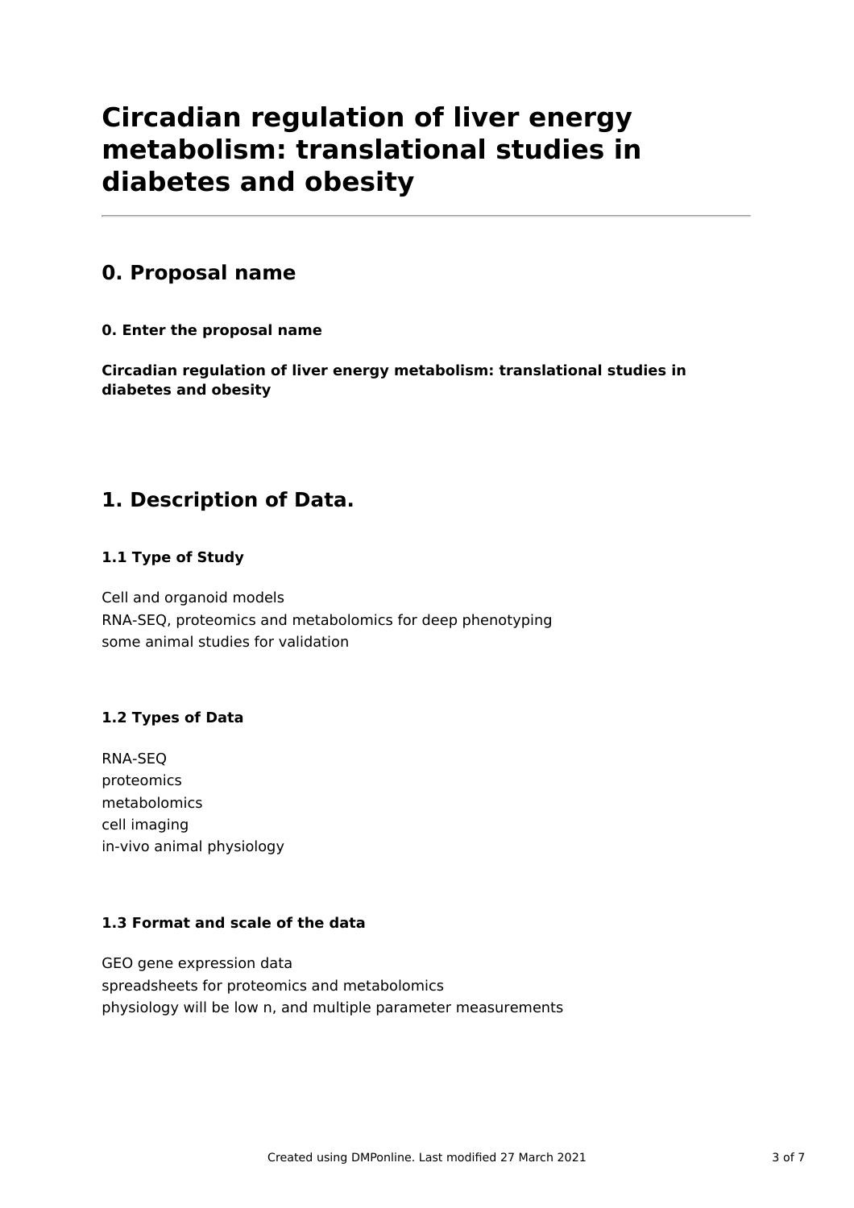# Circadian regulation of liver energy metabolism: translational studies in diabetes and obesity

## 0. Proposal name

**0. Enter the proposal name**

**Circadian regulation of liver energy metabolism: translational studies in diabetes and obesity**

## 1. Description of Data.

**1.1 Type of Study**

Cell and organoid models
RNA-SEQ, proteomics and metabolomics for deep phenotyping
some animal studies for validation

**1.2 Types of Data**

RNA-SEQ
proteomics
metabolomics
cell imaging
in-vivo animal physiology

**1.3 Format and scale of the data**

GEO gene expression data
spreadsheets for proteomics and metabolomics
physiology will be low n, and multiple parameter measurements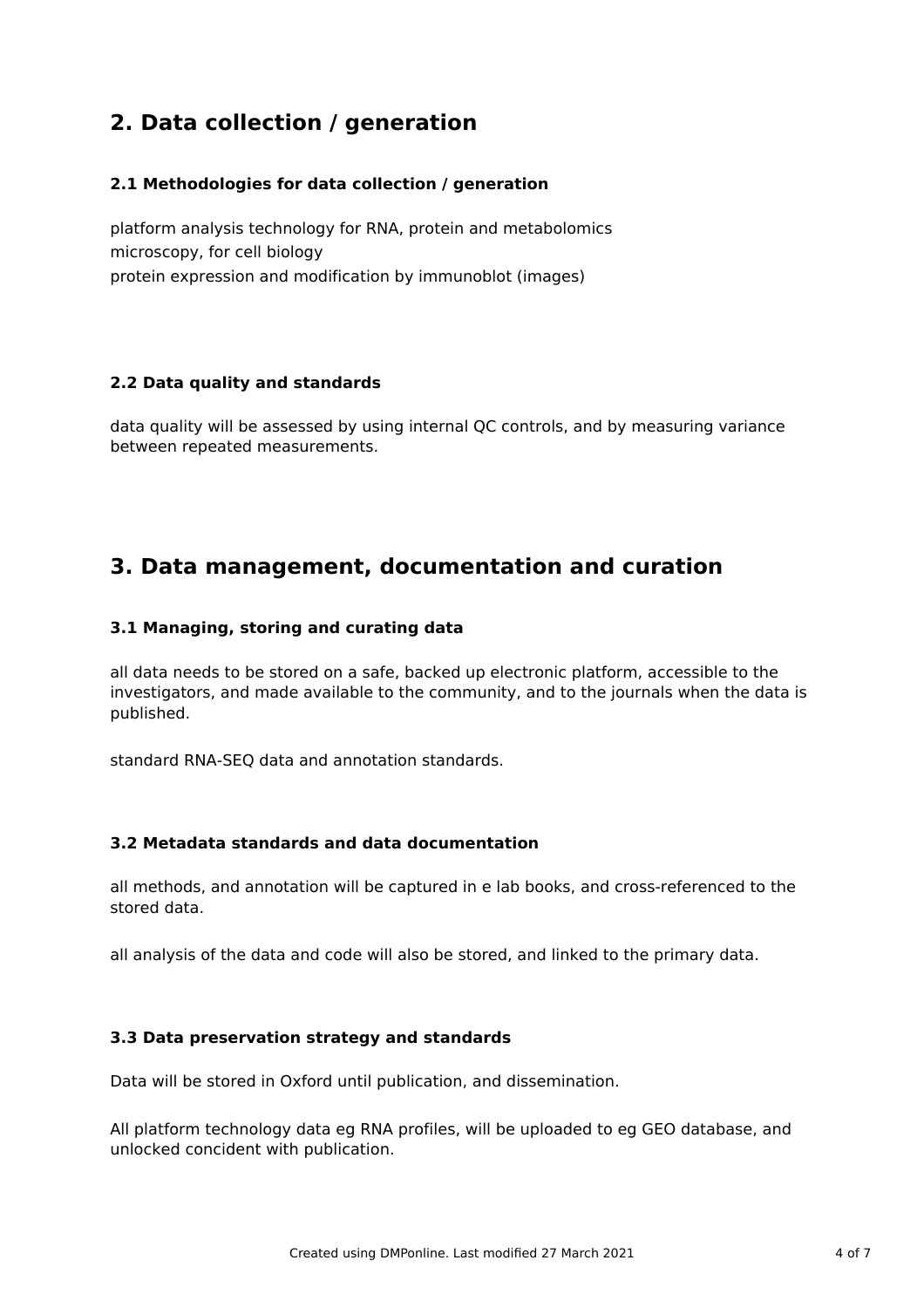## 2. Data collection / generation

### 2.1 Methodologies for data collection / generation

platform analysis technology for RNA, protein and metabolomics
microscopy, for cell biology
protein expression and modification by immunoblot (images)

### 2.2 Data quality and standards

data quality will be assessed by using internal QC controls, and by measuring variance between repeated measurements.

## 3. Data management, documentation and curation

### 3.1 Managing, storing and curating data

all data needs to be stored on a safe, backed up electronic platform, accessible to the investigators, and made available to the community, and to the journals when the data is published.

standard RNA-SEQ data and annotation standards.

### 3.2 Metadata standards and data documentation

all methods, and annotation will be captured in e lab books, and cross-referenced to the stored data.

all analysis of the data and code will also be stored, and linked to the primary data.

### 3.3 Data preservation strategy and standards

Data will be stored in Oxford until publication, and dissemination.

All platform technology data eg RNA profiles, will be uploaded to eg GEO database, and unlocked concident with publication.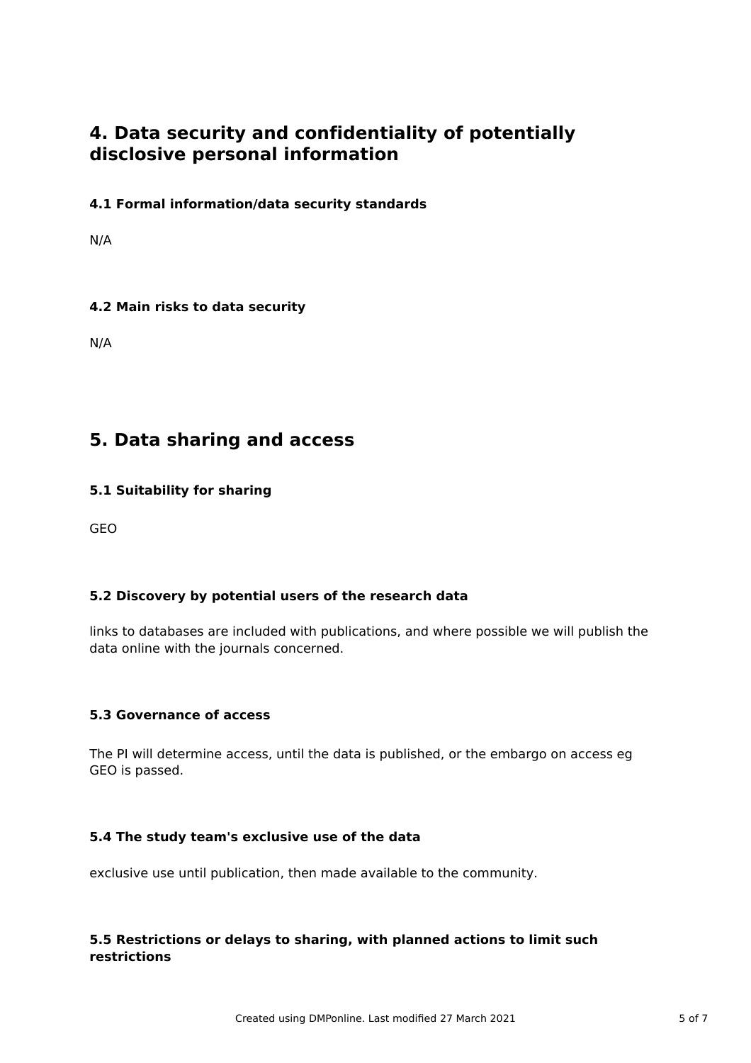# 4. Data security and confidentiality of potentially disclosive personal information

### 4.1 Formal information/data security standards

N/A

### 4.2 Main risks to data security

N/A

# 5. Data sharing and access

### 5.1 Suitability for sharing

GEO

### 5.2 Discovery by potential users of the research data

links to databases are included with publications, and where possible we will publish the data online with the journals concerned.

### 5.3 Governance of access

The PI will determine access, until the data is published, or the embargo on access eg GEO is passed.

### 5.4 The study team's exclusive use of the data

exclusive use until publication, then made available to the community.

### 5.5 Restrictions or delays to sharing, with planned actions to limit such restrictions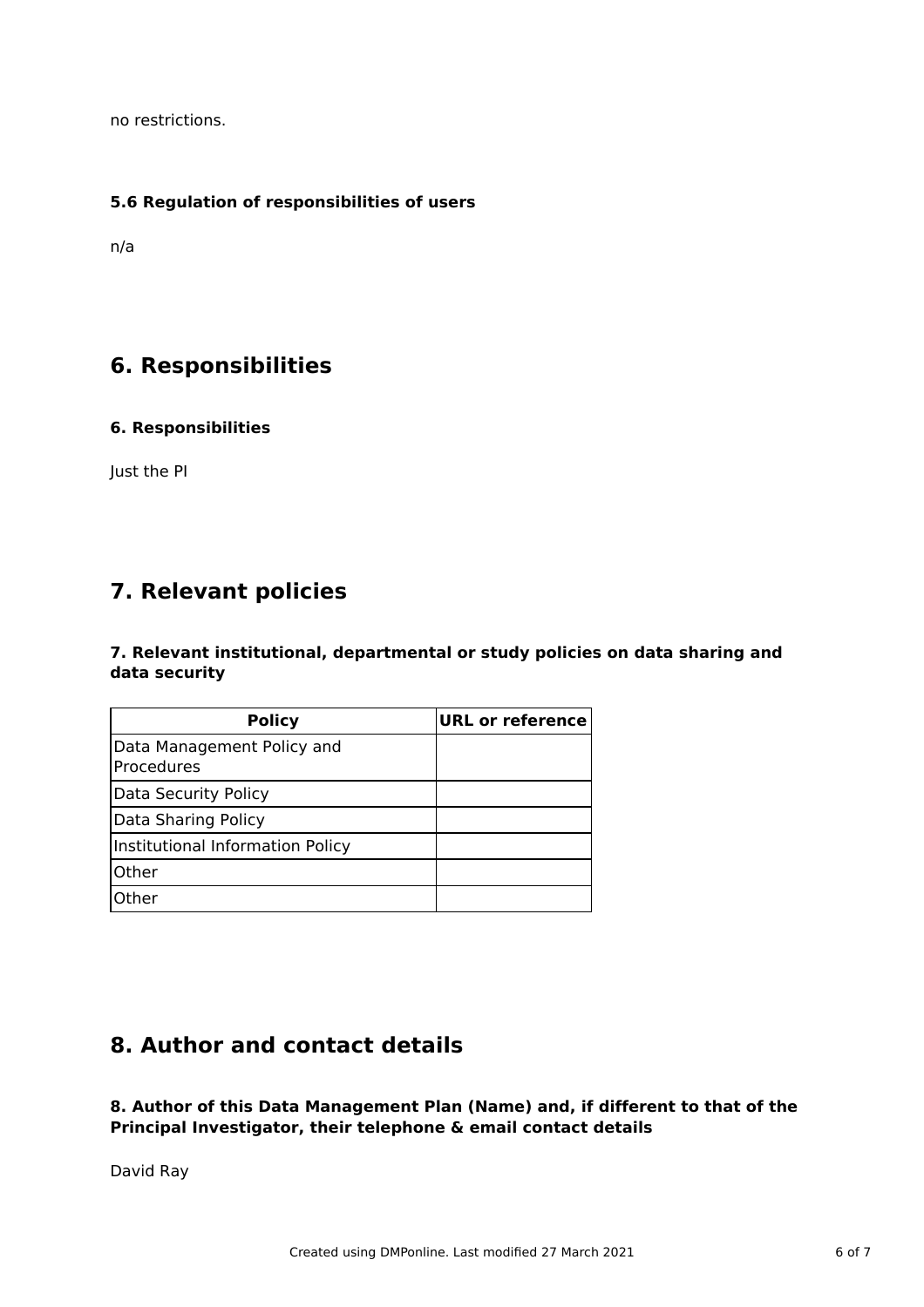no restrictions.

### 5.6 Regulation of responsibilities of users

n/a

## 6. Responsibilities

### 6. Responsibilities

Just the PI

## 7. Relevant policies

### 7. Relevant institutional, departmental or study policies on data sharing and data security

| Policy | URL or reference |
|---|---|
| Data Management Policy and Procedures | |
| Data Security Policy | |
| Data Sharing Policy | |
| Institutional Information Policy | |
| Other | |
| Other | |

## 8. Author and contact details

### 8. Author of this Data Management Plan (Name) and, if different to that of the Principal Investigator, their telephone & email contact details

David Ray